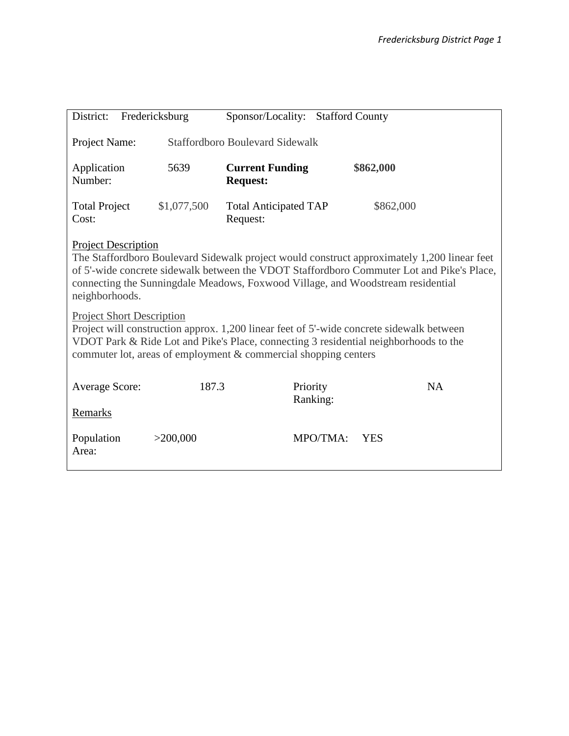| District: Fredericksburg | | Sponsor/Locality: Stafford County | |
|---|---|---|---|
| Project Name: | Staffordboro Boulevard Sidewalk | | |
| Application Number: | 5639 | **Current Funding Request:** | **$862,000** |
| Total Project Cost: | $1,077,500 | Total Anticipated TAP Request: | $862,000 |

Project Description

The Staffordboro Boulevard Sidewalk project would construct approximately 1,200 linear feet of 5'-wide concrete sidewalk between the VDOT Staffordboro Commuter Lot and Pike's Place, connecting the Sunningdale Meadows, Foxwood Village, and Woodstream residential neighborhoods.

Project Short Description

Project will construction approx. 1,200 linear feet of 5'-wide concrete sidewalk between VDOT Park & Ride Lot and Pike's Place, connecting 3 residential neighborhoods to the commuter lot, areas of employment & commercial shopping centers

| Average Score: | 187.3 | Priority Ranking: | NA |
|---|---|---|---|

Remarks

| Population Area: | >200,000 | MPO/TMA: | YES |
|---|---|---|---|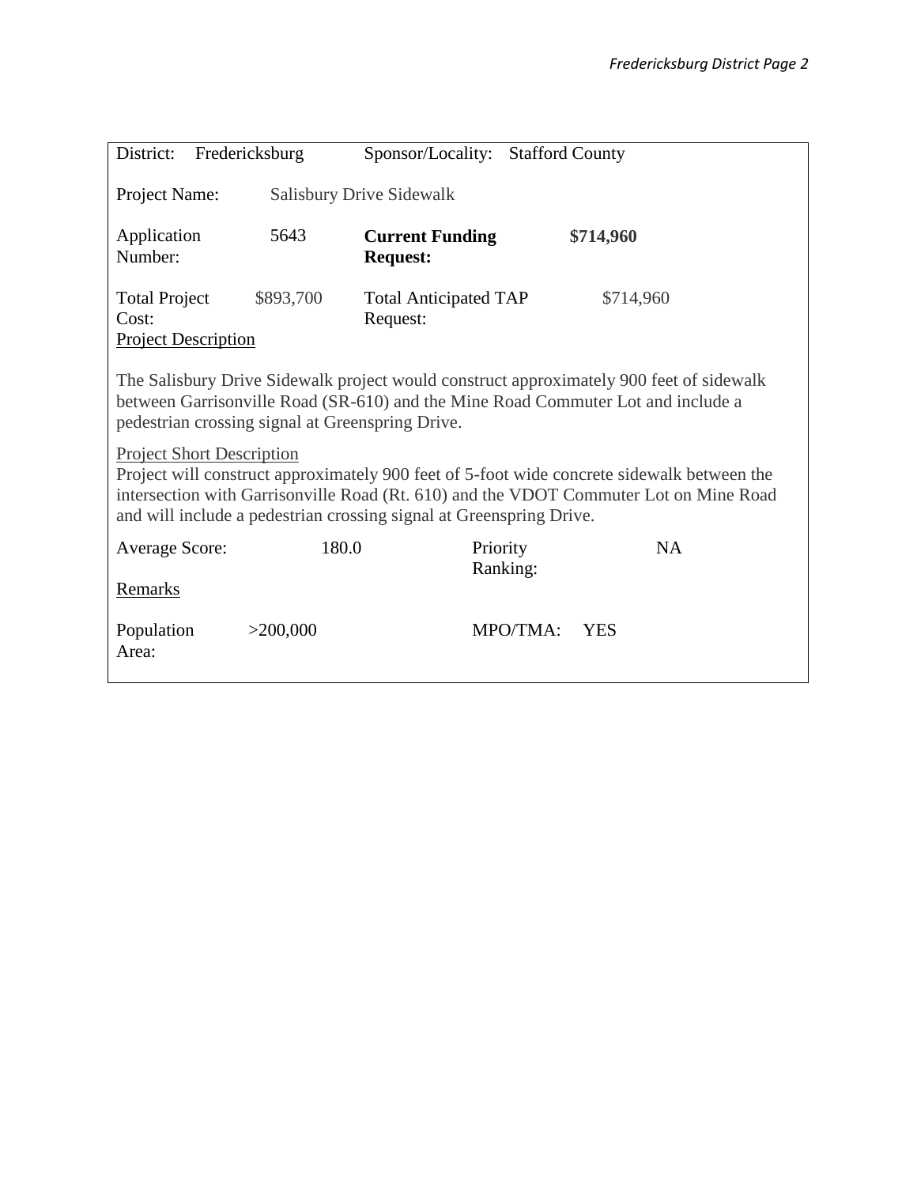| | | | |
|---|---|---|---|
| District: Fredericksburg | | Sponsor/Locality: Stafford County | |
| Project Name: | Salisbury Drive Sidewalk | | |
| Application Number: | 5643 | **Current Funding Request:** | **$714,960** |
| Total Project Cost: | $893,700 | Total Anticipated TAP Request: | $714,960 |

Project Description

The Salisbury Drive Sidewalk project would construct approximately 900 feet of sidewalk between Garrisonville Road (SR-610) and the Mine Road Commuter Lot and include a pedestrian crossing signal at Greenspring Drive.

Project Short Description

Project will construct approximately 900 feet of 5-foot wide concrete sidewalk between the intersection with Garrisonville Road (Rt. 610) and the VDOT Commuter Lot on Mine Road and will include a pedestrian crossing signal at Greenspring Drive.

| | | | |
|---|---|---|---|
| Average Score: | 180.0 | Priority Ranking: | NA |

Remarks

| | | | |
|---|---|---|---|
| Population Area: | >200,000 | MPO/TMA: | YES |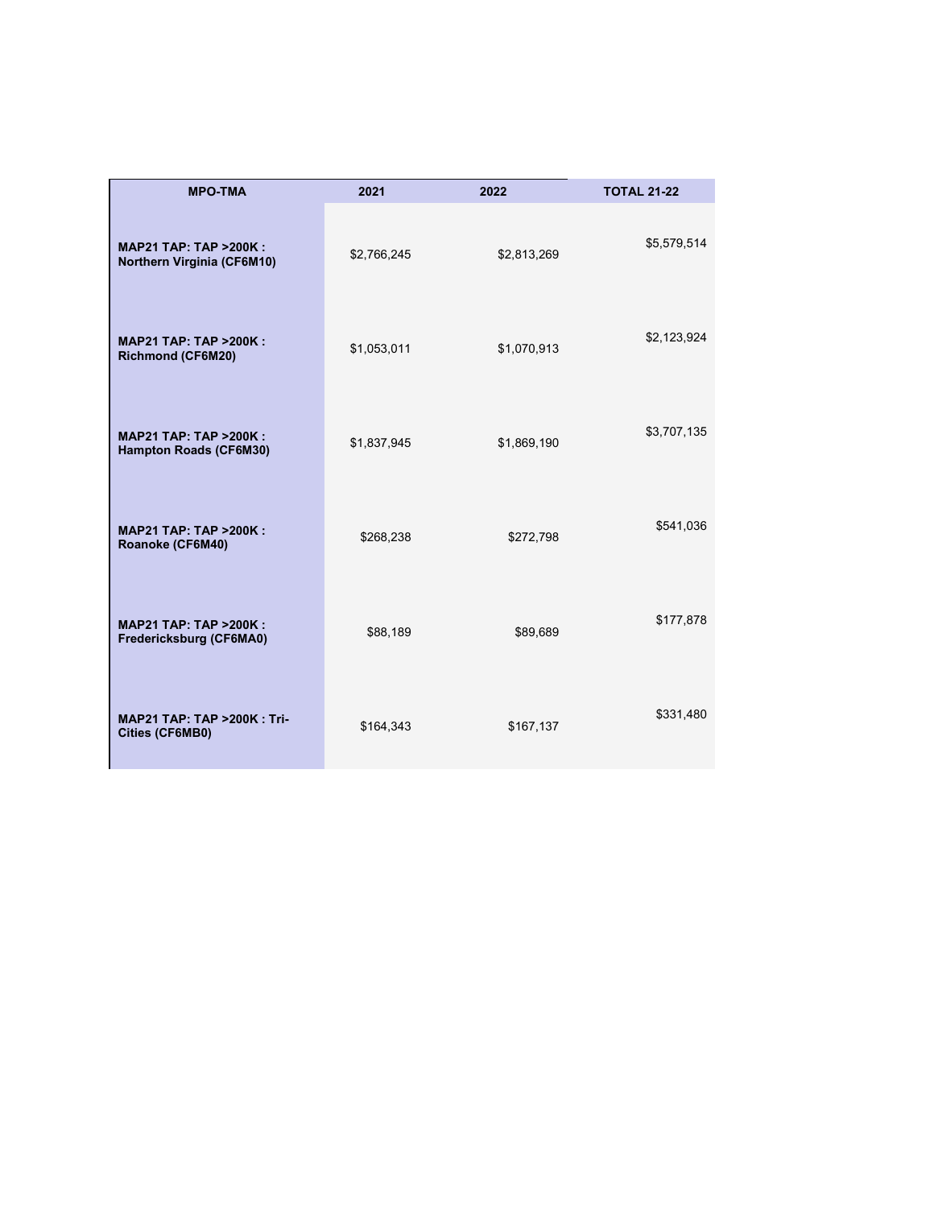| MPO-TMA | 2021 | 2022 | TOTAL 21-22 |
|---|---|---|---|
| **MAP21 TAP: TAP >200K : Northern Virginia (CF6M10)** | $2,766,245 | $2,813,269 | $5,579,514 |
| **MAP21 TAP: TAP >200K : Richmond (CF6M20)** | $1,053,011 | $1,070,913 | $2,123,924 |
| **MAP21 TAP: TAP >200K : Hampton Roads (CF6M30)** | $1,837,945 | $1,869,190 | $3,707,135 |
| **MAP21 TAP: TAP >200K : Roanoke (CF6M40)** | $268,238 | $272,798 | $541,036 |
| **MAP21 TAP: TAP >200K : Fredericksburg (CF6MA0)** | $88,189 | $89,689 | $177,878 |
| **MAP21 TAP: TAP >200K : Tri-Cities (CF6MB0)** | $164,343 | $167,137 | $331,480 |